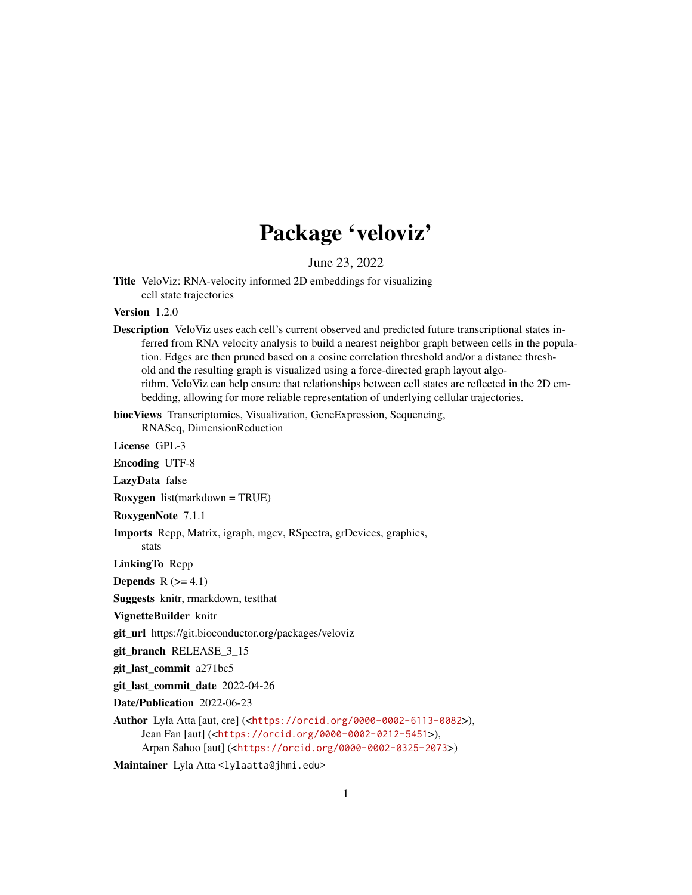# Package 'veloviz'

June 23, 2022

**Title** VeloViz: RNA-velocity informed 2D embeddings for visualizing cell state trajectories

**Version** 1.2.0

**Description** VeloViz uses each cell's current observed and predicted future transcriptional states inferred from RNA velocity analysis to build a nearest neighbor graph between cells in the population. Edges are then pruned based on a cosine correlation threshold and/or a distance threshold and the resulting graph is visualized using a force-directed graph layout algorithm. VeloViz can help ensure that relationships between cell states are reflected in the 2D embedding, allowing for more reliable representation of underlying cellular trajectories.

**biocViews** Transcriptomics, Visualization, GeneExpression, Sequencing, RNASeq, DimensionReduction

**License** GPL-3

**Encoding** UTF-8

**LazyData** false

**Roxygen** list(markdown = TRUE)

**RoxygenNote** 7.1.1

**Imports** Rcpp, Matrix, igraph, mgcv, RSpectra, grDevices, graphics, stats

**LinkingTo** Rcpp

**Depends** R (>= 4.1)

**Suggests** knitr, rmarkdown, testthat

**VignetteBuilder** knitr

**git_url** https://git.bioconductor.org/packages/veloviz

**git_branch** RELEASE_3_15

**git_last_commit** a271bc5

**git_last_commit_date** 2022-04-26

**Date/Publication** 2022-06-23

**Author** Lyla Atta [aut, cre] (<https://orcid.org/0000-0002-6113-0082>), Jean Fan [aut] (<https://orcid.org/0000-0002-0212-5451>), Arpan Sahoo [aut] (<https://orcid.org/0000-0002-0325-2073>)

**Maintainer** Lyla Atta <lylaatta@jhmi.edu>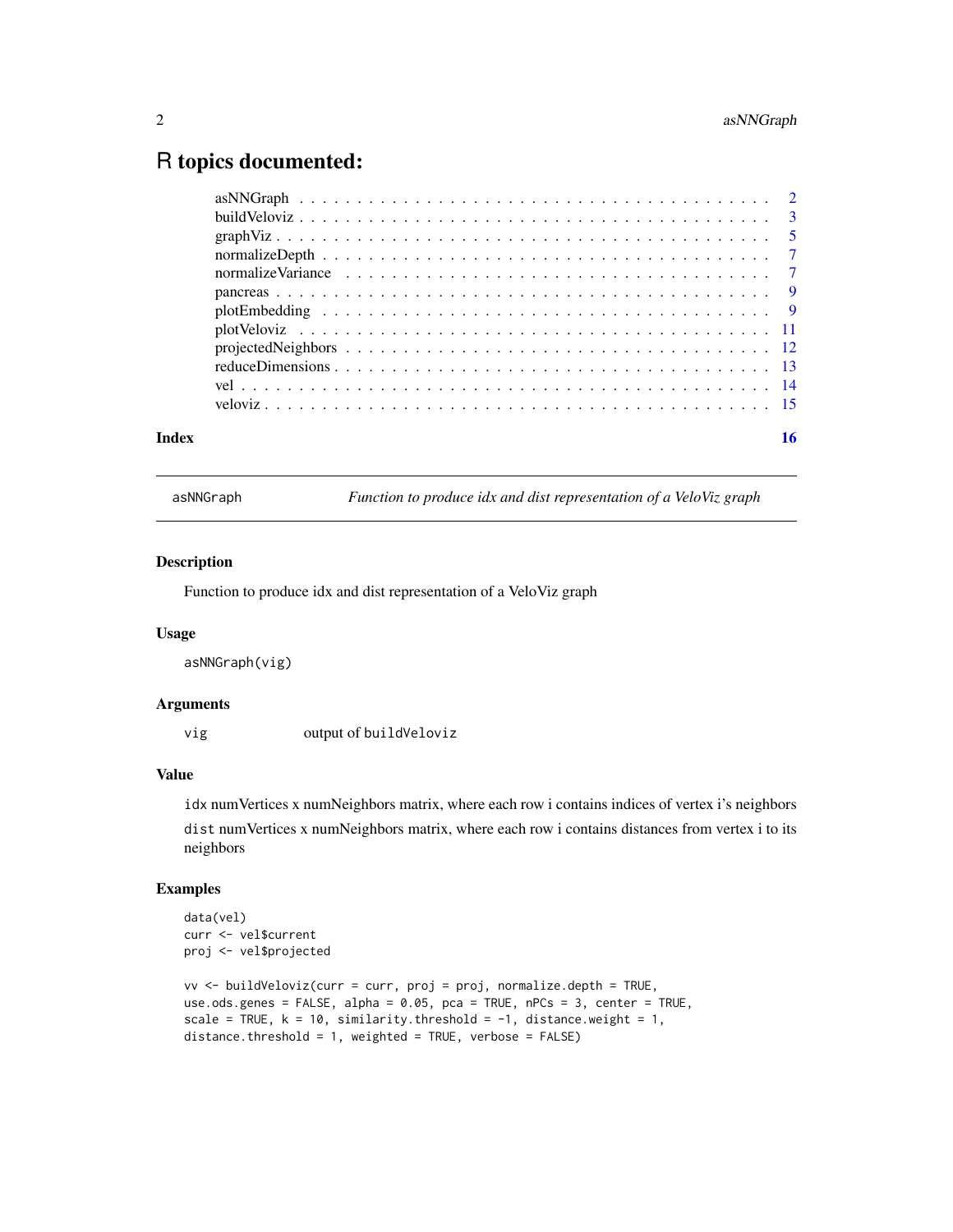# R topics documented:

| | |
|---|---|
| asNNGraph | 2 |
| buildVeloviz | 3 |
| graphViz | 5 |
| normalizeDepth | 7 |
| normalizeVariance | 7 |
| pancreas | 9 |
| plotEmbedding | 9 |
| plotVeloviz | 11 |
| projectedNeighbors | 12 |
| reduceDimensions | 13 |
| vel | 14 |
| veloviz | 15 |
| **Index** | **16** |

---

`asNNGraph` — *Function to produce idx and dist representation of a VeloViz graph*

---

### Description

Function to produce idx and dist representation of a VeloViz graph

### Usage

```
asNNGraph(vig)
```

### Arguments

| | |
|---|---|
| `vig` | output of `buildVeloviz` |

### Value

`idx` numVertices x numNeighbors matrix, where each row i contains indices of vertex i's neighbors

`dist` numVertices x numNeighbors matrix, where each row i contains distances from vertex i to its neighbors

### Examples

```
data(vel)
curr <- vel$current
proj <- vel$projected

vv <- buildVeloviz(curr = curr, proj = proj, normalize.depth = TRUE,
use.ods.genes = FALSE, alpha = 0.05, pca = TRUE, nPCs = 3, center = TRUE,
scale = TRUE, k = 10, similarity.threshold = -1, distance.weight = 1,
distance.threshold = 1, weighted = TRUE, verbose = FALSE)
```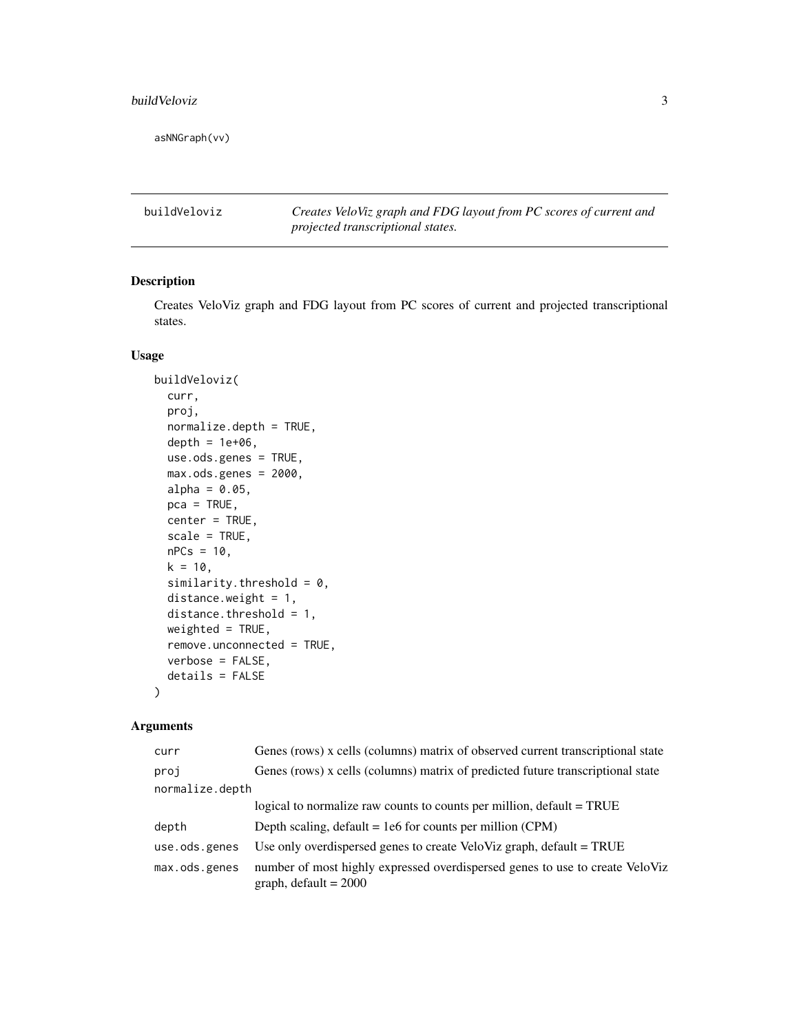```
asNNGraph(vv)
```

---

## buildVeloviz

*Creates VeloViz graph and FDG layout from PC scores of current and projected transcriptional states.*

### Description

Creates VeloViz graph and FDG layout from PC scores of current and projected transcriptional states.

### Usage

```
buildVeloviz(
  curr,
  proj,
  normalize.depth = TRUE,
  depth = 1e+06,
  use.ods.genes = TRUE,
  max.ods.genes = 2000,
  alpha = 0.05,
  pca = TRUE,
  center = TRUE,
  scale = TRUE,
  nPCs = 10,
  k = 10,
  similarity.threshold = 0,
  distance.weight = 1,
  distance.threshold = 1,
  weighted = TRUE,
  remove.unconnected = TRUE,
  verbose = FALSE,
  details = FALSE
)
```

### Arguments

| Argument | Description |
|---|---|
| `curr` | Genes (rows) x cells (columns) matrix of observed current transcriptional state |
| `proj` | Genes (rows) x cells (columns) matrix of predicted future transcriptional state |
| `normalize.depth` | logical to normalize raw counts to counts per million, default = TRUE |
| `depth` | Depth scaling, default = 1e6 for counts per million (CPM) |
| `use.ods.genes` | Use only overdispersed genes to create VeloViz graph, default = TRUE |
| `max.ods.genes` | number of most highly expressed overdispersed genes to use to create VeloViz graph, default = 2000 |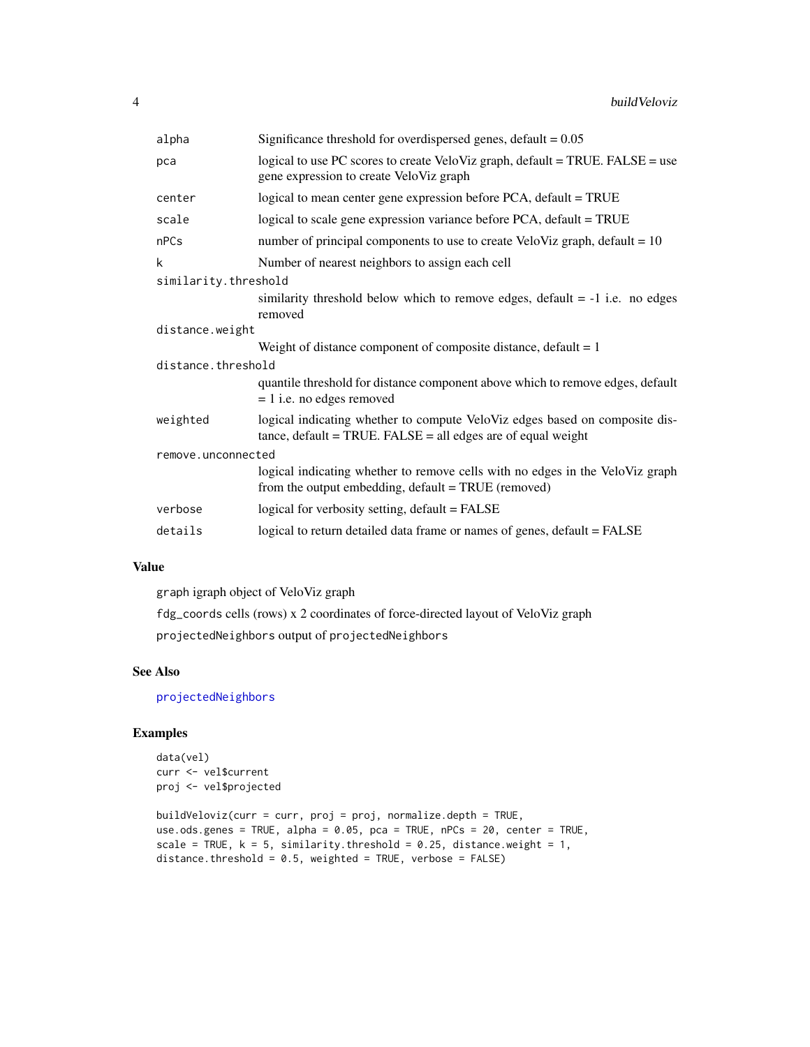| | |
|---|---|
| `alpha` | Significance threshold for overdispersed genes, default = 0.05 |
| `pca` | logical to use PC scores to create VeloViz graph, default = TRUE. FALSE = use gene expression to create VeloViz graph |
| `center` | logical to mean center gene expression before PCA, default = TRUE |
| `scale` | logical to scale gene expression variance before PCA, default = TRUE |
| `nPCs` | number of principal components to use to create VeloViz graph, default = 10 |
| `k` | Number of nearest neighbors to assign each cell |
| `similarity.threshold` | similarity threshold below which to remove edges, default = -1 i.e. no edges removed |
| `distance.weight` | Weight of distance component of composite distance, default = 1 |
| `distance.threshold` | quantile threshold for distance component above which to remove edges, default = 1 i.e. no edges removed |
| `weighted` | logical indicating whether to compute VeloViz edges based on composite distance, default = TRUE. FALSE = all edges are of equal weight |
| `remove.unconnected` | logical indicating whether to remove cells with no edges in the VeloViz graph from the output embedding, default = TRUE (removed) |
| `verbose` | logical for verbosity setting, default = FALSE |
| `details` | logical to return detailed data frame or names of genes, default = FALSE |

## Value

`graph` igraph object of VeloViz graph

`fdg_coords` cells (rows) x 2 coordinates of force-directed layout of VeloViz graph

`projectedNeighbors` output of `projectedNeighbors`

## See Also

`projectedNeighbors`

## Examples

```
data(vel)
curr <- vel$current
proj <- vel$projected

buildVeloviz(curr = curr, proj = proj, normalize.depth = TRUE,
use.ods.genes = TRUE, alpha = 0.05, pca = TRUE, nPCs = 20, center = TRUE,
scale = TRUE, k = 5, similarity.threshold = 0.25, distance.weight = 1,
distance.threshold = 0.5, weighted = TRUE, verbose = FALSE)
```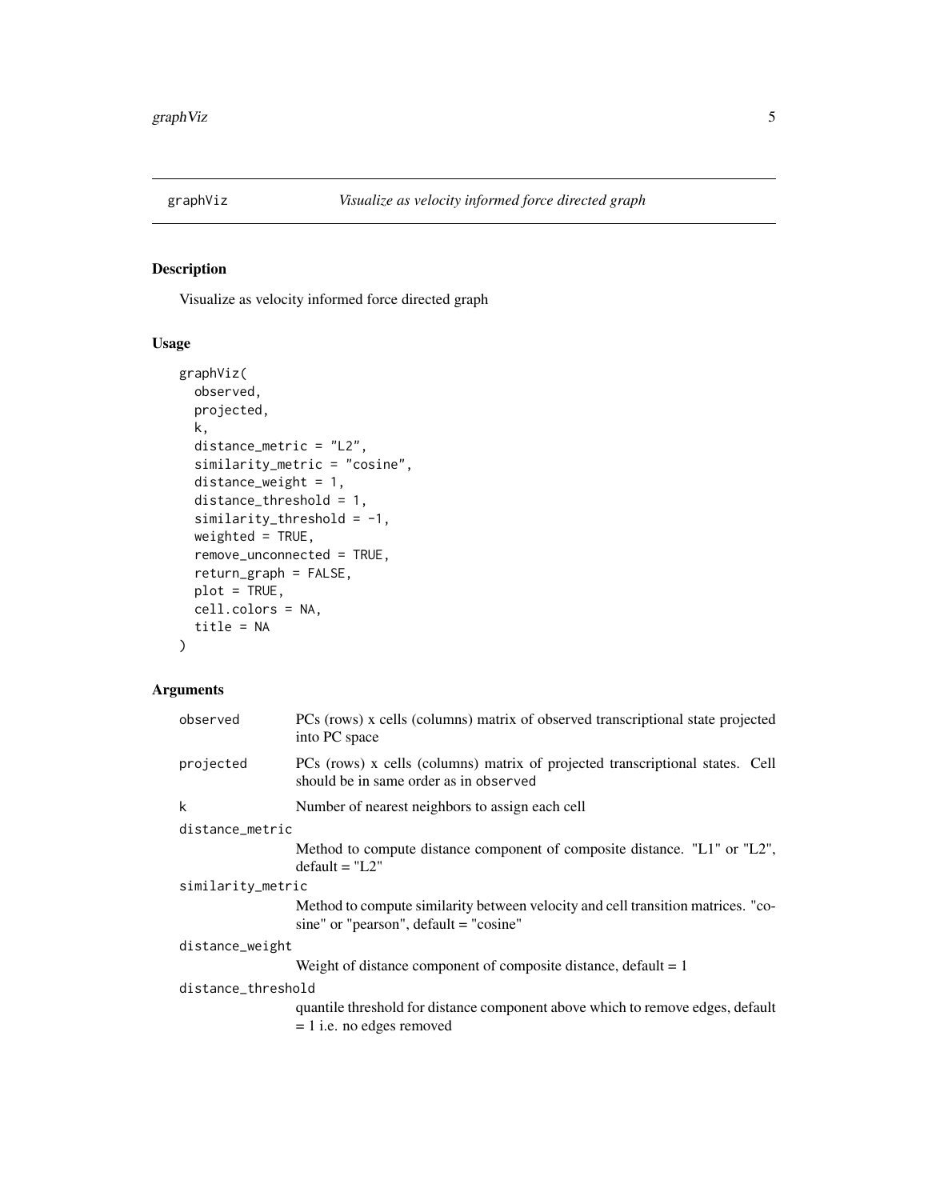# graphViz — *Visualize as velocity informed force directed graph*

## Description

Visualize as velocity informed force directed graph

## Usage

```
graphViz(
  observed,
  projected,
  k,
  distance_metric = "L2",
  similarity_metric = "cosine",
  distance_weight = 1,
  distance_threshold = 1,
  similarity_threshold = -1,
  weighted = TRUE,
  remove_unconnected = TRUE,
  return_graph = FALSE,
  plot = TRUE,
  cell.colors = NA,
  title = NA
)
```

## Arguments

| Argument | Description |
|---|---|
| `observed` | PCs (rows) x cells (columns) matrix of observed transcriptional state projected into PC space |
| `projected` | PCs (rows) x cells (columns) matrix of projected transcriptional states. Cell should be in same order as in `observed` |
| `k` | Number of nearest neighbors to assign each cell |
| `distance_metric` | Method to compute distance component of composite distance. "L1" or "L2", default = "L2" |
| `similarity_metric` | Method to compute similarity between velocity and cell transition matrices. "cosine" or "pearson", default = "cosine" |
| `distance_weight` | Weight of distance component of composite distance, default = 1 |
| `distance_threshold` | quantile threshold for distance component above which to remove edges, default = 1 i.e. no edges removed |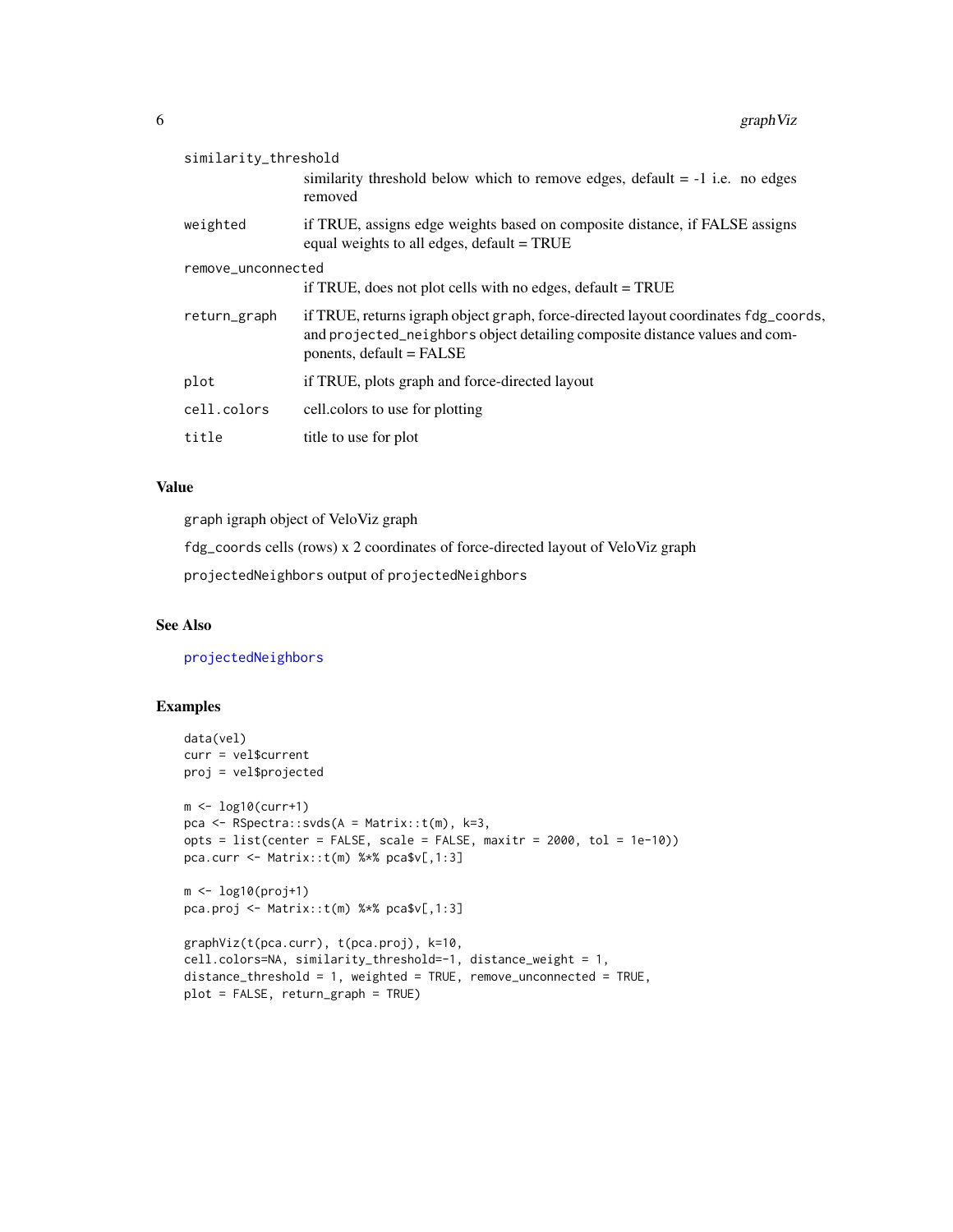| | |
|---|---|
| `similarity_threshold` | similarity threshold below which to remove edges, default = -1 i.e. no edges removed |
| `weighted` | if TRUE, assigns edge weights based on composite distance, if FALSE assigns equal weights to all edges, default = TRUE |
| `remove_unconnected` | if TRUE, does not plot cells with no edges, default = TRUE |
| `return_graph` | if TRUE, returns igraph object `graph`, force-directed layout coordinates `fdg_coords`, and `projected_neighbors` object detailing composite distance values and components, default = FALSE |
| `plot` | if TRUE, plots graph and force-directed layout |
| `cell.colors` | cell.colors to use for plotting |
| `title` | title to use for plot |

## Value

`graph` igraph object of VeloViz graph

`fdg_coords` cells (rows) x 2 coordinates of force-directed layout of VeloViz graph

`projectedNeighbors` output of `projectedNeighbors`

## See Also

`projectedNeighbors`

## Examples

```
data(vel)
curr = vel$current
proj = vel$projected

m <- log10(curr+1)
pca <- RSpectra::svds(A = Matrix::t(m), k=3,
opts = list(center = FALSE, scale = FALSE, maxitr = 2000, tol = 1e-10))
pca.curr <- Matrix::t(m) %*% pca$v[,1:3]

m <- log10(proj+1)
pca.proj <- Matrix::t(m) %*% pca$v[,1:3]

graphViz(t(pca.curr), t(pca.proj), k=10,
cell.colors=NA, similarity_threshold=-1, distance_weight = 1,
distance_threshold = 1, weighted = TRUE, remove_unconnected = TRUE,
plot = FALSE, return_graph = TRUE)
```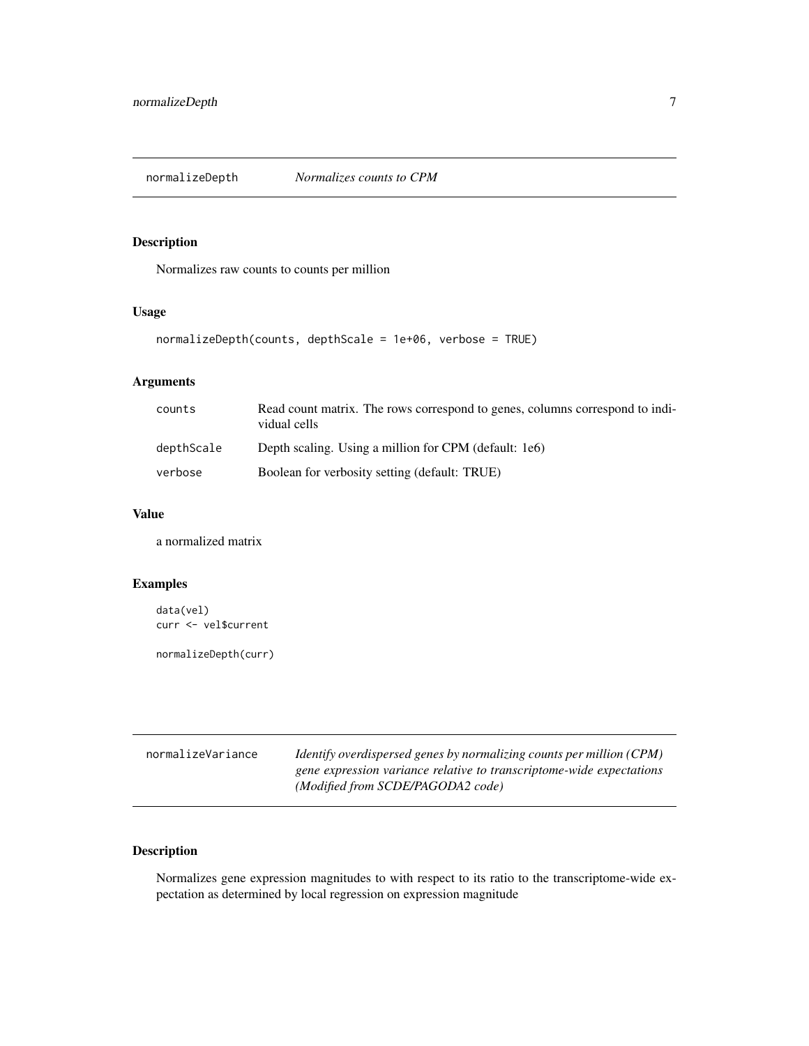## normalizeDepth *Normalizes counts to CPM*

### Description

Normalizes raw counts to counts per million

### Usage

```
normalizeDepth(counts, depthScale = 1e+06, verbose = TRUE)
```

### Arguments

| | |
|---|---|
| counts | Read count matrix. The rows correspond to genes, columns correspond to individual cells |
| depthScale | Depth scaling. Using a million for CPM (default: 1e6) |
| verbose | Boolean for verbosity setting (default: TRUE) |

### Value

a normalized matrix

### Examples

```
data(vel)
curr <- vel$current

normalizeDepth(curr)
```

## normalizeVariance *Identify overdispersed genes by normalizing counts per million (CPM) gene expression variance relative to transcriptome-wide expectations (Modified from SCDE/PAGODA2 code)*

### Description

Normalizes gene expression magnitudes to with respect to its ratio to the transcriptome-wide expectation as determined by local regression on expression magnitude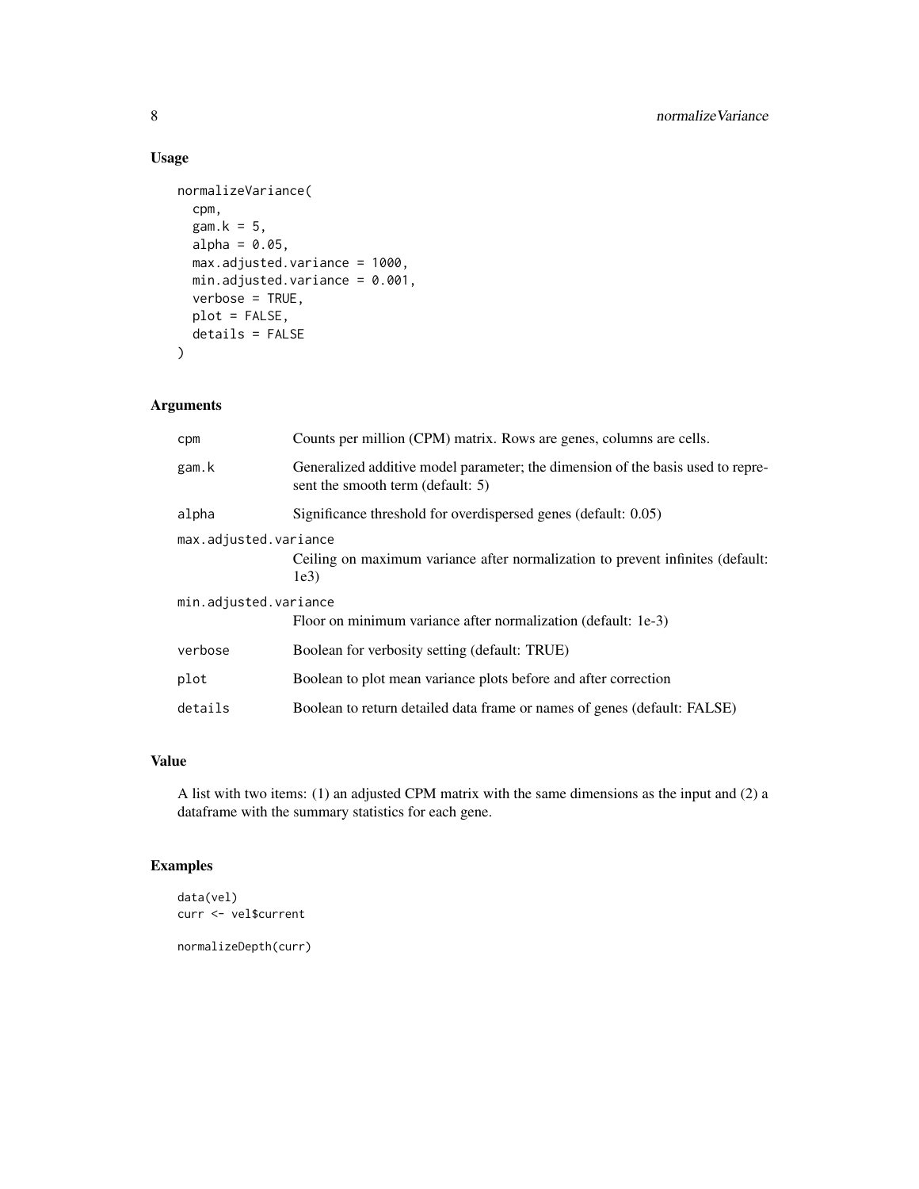## Usage

```
normalizeVariance(
  cpm,
  gam.k = 5,
  alpha = 0.05,
  max.adjusted.variance = 1000,
  min.adjusted.variance = 0.001,
  verbose = TRUE,
  plot = FALSE,
  details = FALSE
)
```

## Arguments

| Argument | Description |
|---|---|
| cpm | Counts per million (CPM) matrix. Rows are genes, columns are cells. |
| gam.k | Generalized additive model parameter; the dimension of the basis used to represent the smooth term (default: 5) |
| alpha | Significance threshold for overdispersed genes (default: 0.05) |
| max.adjusted.variance | Ceiling on maximum variance after normalization to prevent infinites (default: 1e3) |
| min.adjusted.variance | Floor on minimum variance after normalization (default: 1e-3) |
| verbose | Boolean for verbosity setting (default: TRUE) |
| plot | Boolean to plot mean variance plots before and after correction |
| details | Boolean to return detailed data frame or names of genes (default: FALSE) |

## Value

A list with two items: (1) an adjusted CPM matrix with the same dimensions as the input and (2) a dataframe with the summary statistics for each gene.

## Examples

```
data(vel)
curr <- vel$current

normalizeDepth(curr)
```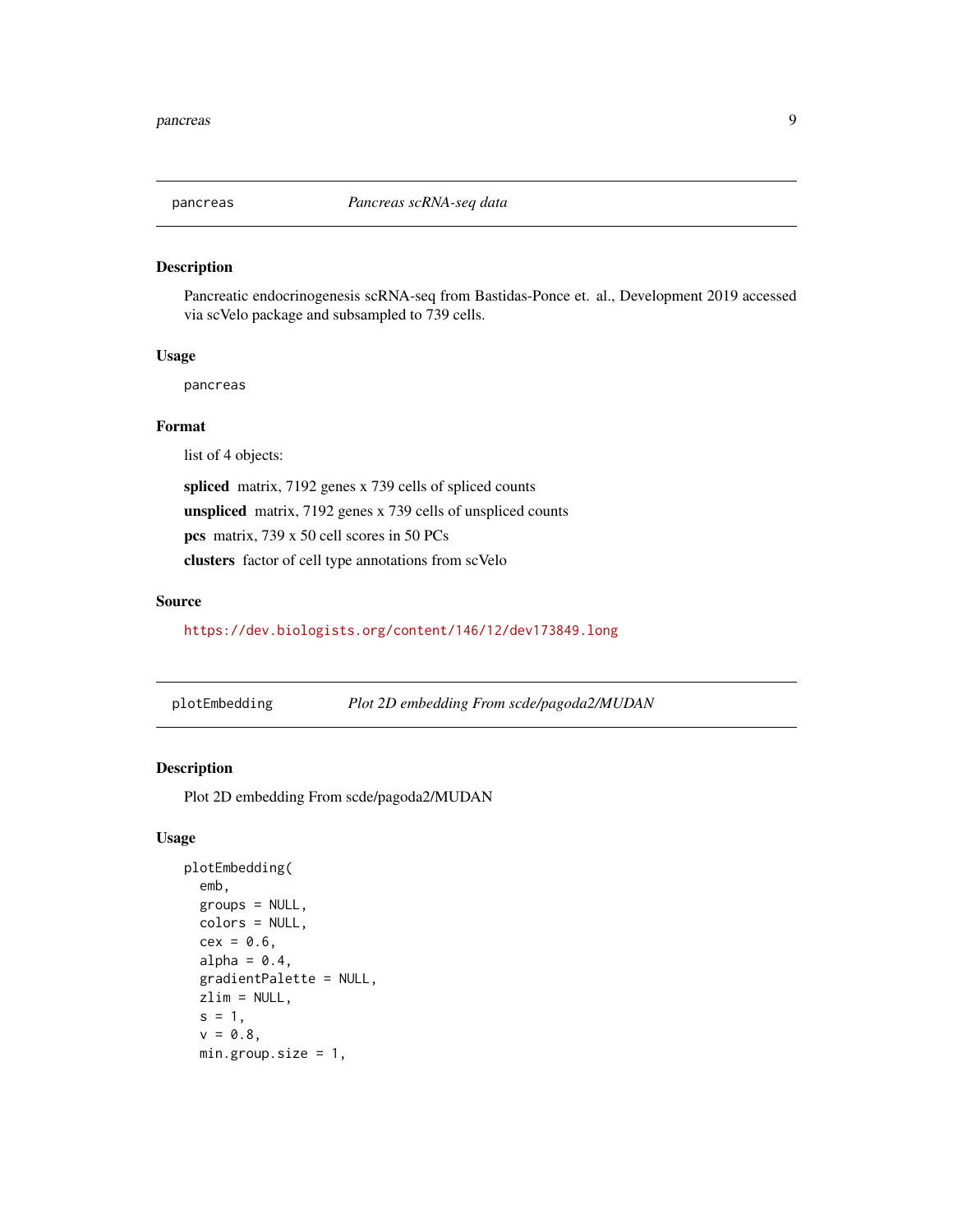## pancreas — *Pancreas scRNA-seq data*

### Description

Pancreatic endocrinogenesis scRNA-seq from Bastidas-Ponce et. al., Development 2019 accessed via scVelo package and subsampled to 739 cells.

### Usage

```
pancreas
```

### Format

list of 4 objects:

**spliced** matrix, 7192 genes x 739 cells of spliced counts

**unspliced** matrix, 7192 genes x 739 cells of unspliced counts

**pcs** matrix, 739 x 50 cell scores in 50 PCs

**clusters** factor of cell type annotations from scVelo

### Source

https://dev.biologists.org/content/146/12/dev173849.long

## plotEmbedding — *Plot 2D embedding From scde/pagoda2/MUDAN*

### Description

Plot 2D embedding From scde/pagoda2/MUDAN

### Usage

```
plotEmbedding(
  emb,
  groups = NULL,
  colors = NULL,
  cex = 0.6,
  alpha = 0.4,
  gradientPalette = NULL,
  zlim = NULL,
  s = 1,
  v = 0.8,
  min.group.size = 1,
```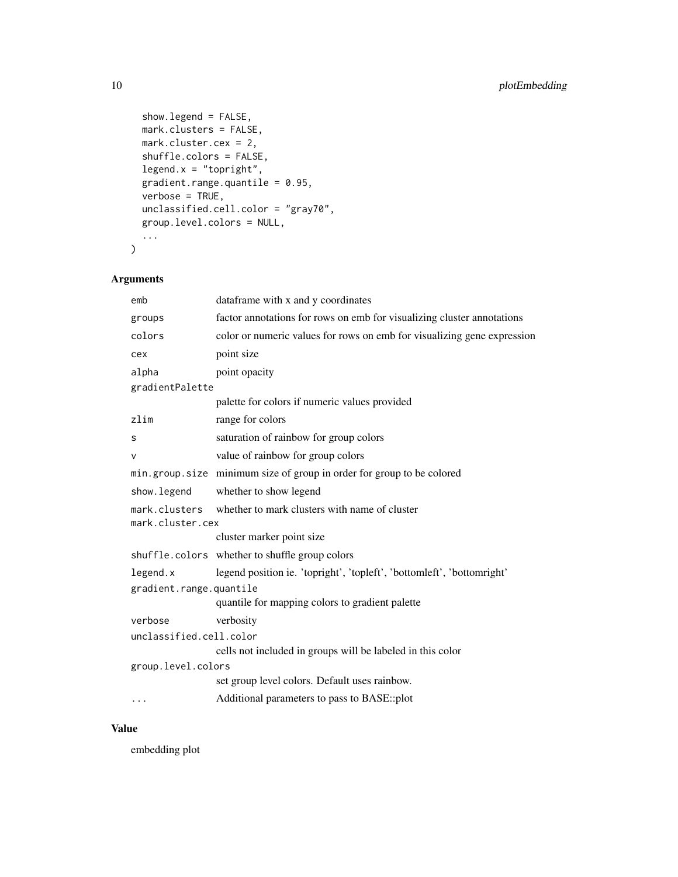```
  show.legend = FALSE,
  mark.clusters = FALSE,
  mark.cluster.cex = 2,
  shuffle.colors = FALSE,
  legend.x = "topright",
  gradient.range.quantile = 0.95,
  verbose = TRUE,
  unclassified.cell.color = "gray70",
  group.level.colors = NULL,
  ...
)
```

## Arguments

| Argument | Description |
|---|---|
| `emb` | dataframe with x and y coordinates |
| `groups` | factor annotations for rows on emb for visualizing cluster annotations |
| `colors` | color or numeric values for rows on emb for visualizing gene expression |
| `cex` | point size |
| `alpha` | point opacity |
| `gradientPalette` | palette for colors if numeric values provided |
| `zlim` | range for colors |
| `s` | saturation of rainbow for group colors |
| `v` | value of rainbow for group colors |
| `min.group.size` | minimum size of group in order for group to be colored |
| `show.legend` | whether to show legend |
| `mark.clusters` | whether to mark clusters with name of cluster |
| `mark.cluster.cex` | cluster marker point size |
| `shuffle.colors` | whether to shuffle group colors |
| `legend.x` | legend position ie. 'topright', 'topleft', 'bottomleft', 'bottomright' |
| `gradient.range.quantile` | quantile for mapping colors to gradient palette |
| `verbose` | verbosity |
| `unclassified.cell.color` | cells not included in groups will be labeled in this color |
| `group.level.colors` | set group level colors. Default uses rainbow. |
| `...` | Additional parameters to pass to BASE::plot |

## Value

embedding plot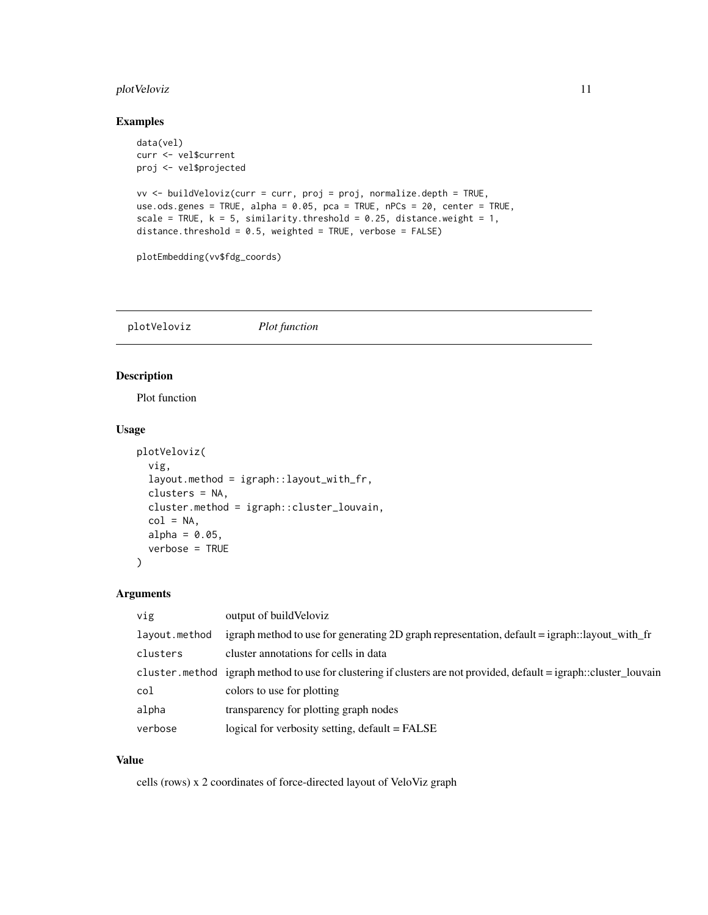## Examples

```
data(vel)
curr <- vel$current
proj <- vel$projected

vv <- buildVeloviz(curr = curr, proj = proj, normalize.depth = TRUE,
use.ods.genes = TRUE, alpha = 0.05, pca = TRUE, nPCs = 20, center = TRUE,
scale = TRUE, k = 5, similarity.threshold = 0.25, distance.weight = 1,
distance.threshold = 0.5, weighted = TRUE, verbose = FALSE)

plotEmbedding(vv$fdg_coords)
```

---

# plotVeloviz *Plot function*

---

## Description

Plot function

## Usage

```
plotVeloviz(
  vig,
  layout.method = igraph::layout_with_fr,
  clusters = NA,
  cluster.method = igraph::cluster_louvain,
  col = NA,
  alpha = 0.05,
  verbose = TRUE
)
```

## Arguments

| | |
|---|---|
| `vig` | output of buildVeloviz |
| `layout.method` | igraph method to use for generating 2D graph representation, default = igraph::layout_with_fr |
| `clusters` | cluster annotations for cells in data |
| `cluster.method` | igraph method to use for clustering if clusters are not provided, default = igraph::cluster_louvain |
| `col` | colors to use for plotting |
| `alpha` | transparency for plotting graph nodes |
| `verbose` | logical for verbosity setting, default = FALSE |

## Value

cells (rows) x 2 coordinates of force-directed layout of VeloViz graph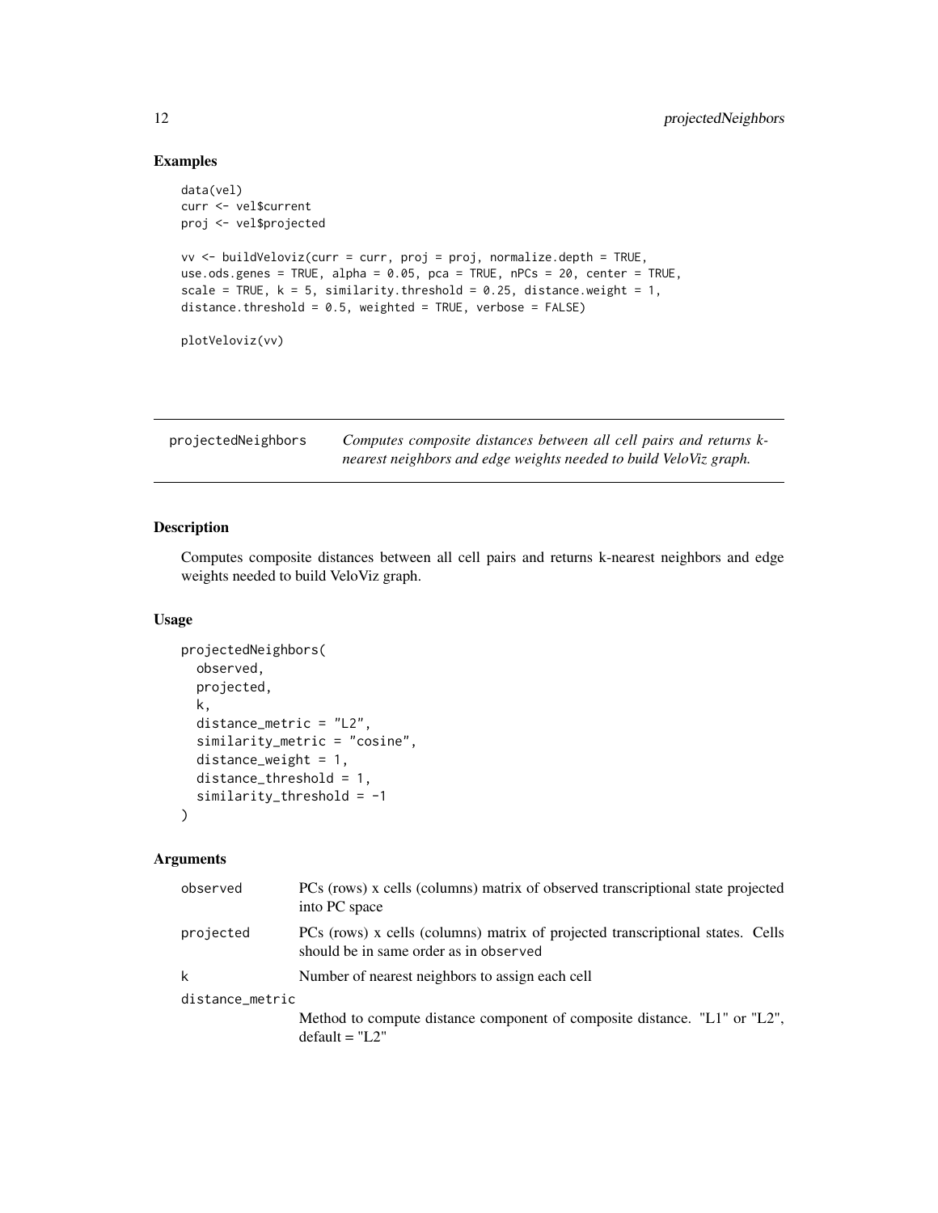## Examples

```
data(vel)
curr <- vel$current
proj <- vel$projected

vv <- buildVeloviz(curr = curr, proj = proj, normalize.depth = TRUE,
use.ods.genes = TRUE, alpha = 0.05, pca = TRUE, nPCs = 20, center = TRUE,
scale = TRUE, k = 5, similarity.threshold = 0.25, distance.weight = 1,
distance.threshold = 0.5, weighted = TRUE, verbose = FALSE)

plotVeloviz(vv)
```

# projectedNeighbors

*Computes composite distances between all cell pairs and returns k-nearest neighbors and edge weights needed to build VeloViz graph.*

## Description

Computes composite distances between all cell pairs and returns k-nearest neighbors and edge weights needed to build VeloViz graph.

## Usage

```
projectedNeighbors(
  observed,
  projected,
  k,
  distance_metric = "L2",
  similarity_metric = "cosine",
  distance_weight = 1,
  distance_threshold = 1,
  similarity_threshold = -1
)
```

## Arguments

| | |
|---|---|
| observed | PCs (rows) x cells (columns) matrix of observed transcriptional state projected into PC space |
| projected | PCs (rows) x cells (columns) matrix of projected transcriptional states. Cells should be in same order as in `observed` |
| k | Number of nearest neighbors to assign each cell |
| distance_metric | Method to compute distance component of composite distance. "L1" or "L2", default = "L2" |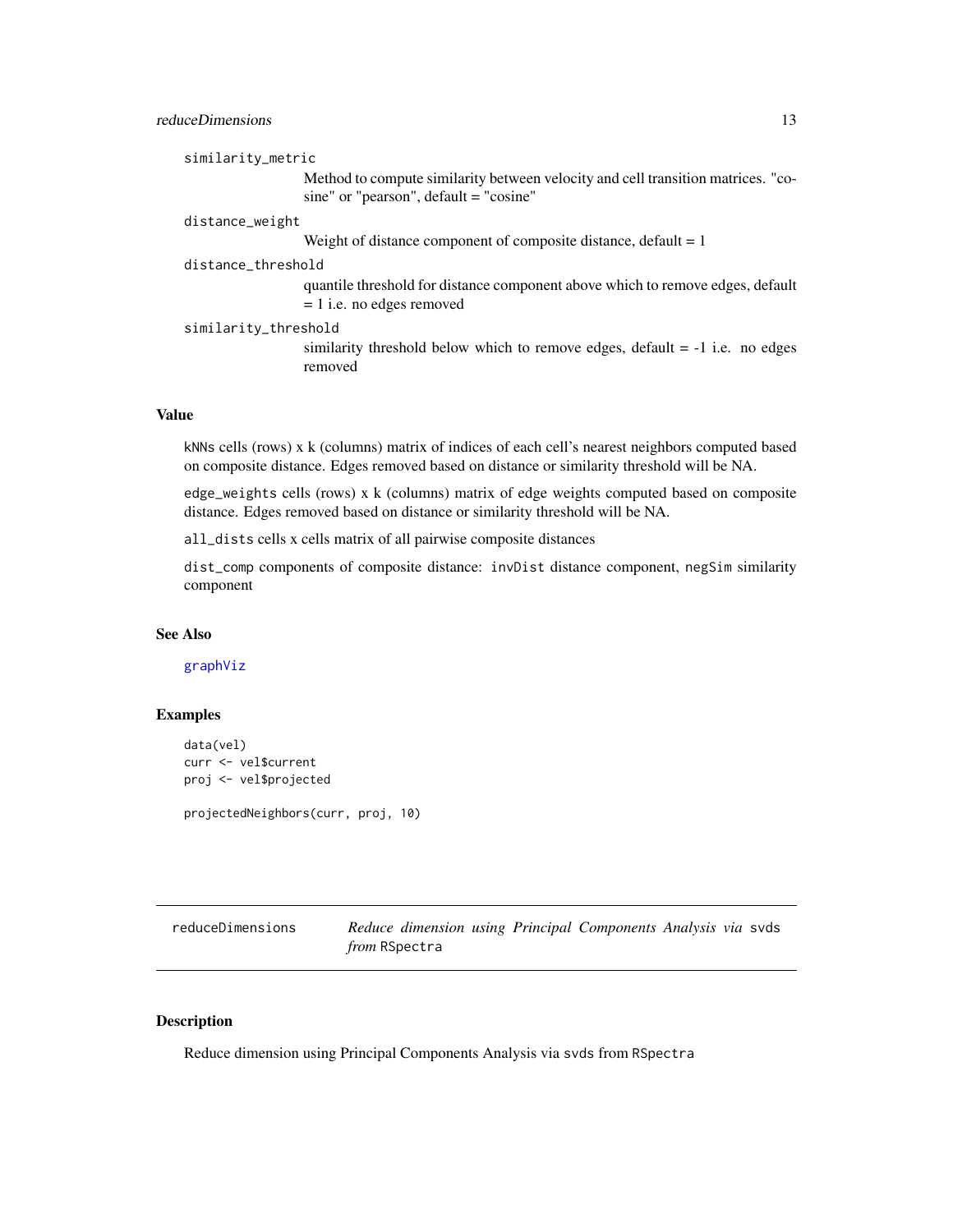`similarity_metric`
: Method to compute similarity between velocity and cell transition matrices. "cosine" or "pearson", default = "cosine"

`distance_weight`
: Weight of distance component of composite distance, default = 1

`distance_threshold`
: quantile threshold for distance component above which to remove edges, default = 1 i.e. no edges removed

`similarity_threshold`
: similarity threshold below which to remove edges, default = -1 i.e. no edges removed

### Value

`kNNs` cells (rows) x k (columns) matrix of indices of each cell's nearest neighbors computed based on composite distance. Edges removed based on distance or similarity threshold will be NA.

`edge_weights` cells (rows) x k (columns) matrix of edge weights computed based on composite distance. Edges removed based on distance or similarity threshold will be NA.

`all_dists` cells x cells matrix of all pairwise composite distances

`dist_comp` components of composite distance: `invDist` distance component, `negSim` similarity component

### See Also

`graphViz`

### Examples

```
data(vel)
curr <- vel$current
proj <- vel$projected

projectedNeighbors(curr, proj, 10)
```

---

## reduceDimensions — *Reduce dimension using Principal Components Analysis via* `svds` *from* `RSpectra`

### Description

Reduce dimension using Principal Components Analysis via `svds` from `RSpectra`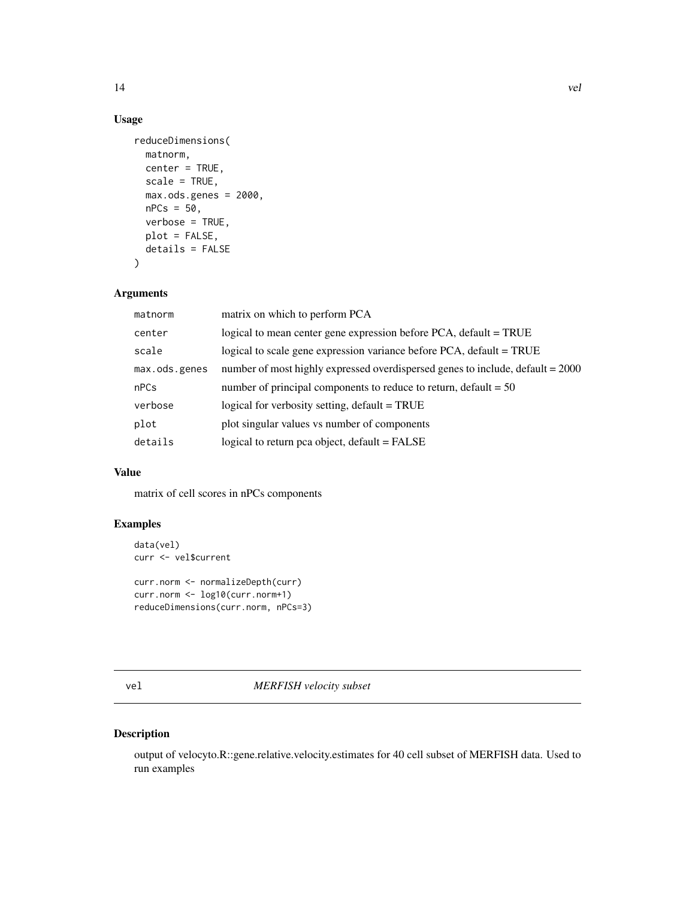## Usage

```
reduceDimensions(
  matnorm,
  center = TRUE,
  scale = TRUE,
  max.ods.genes = 2000,
  nPCs = 50,
  verbose = TRUE,
  plot = FALSE,
  details = FALSE
)
```

## Arguments

| | |
|---|---|
| matnorm | matrix on which to perform PCA |
| center | logical to mean center gene expression before PCA, default = TRUE |
| scale | logical to scale gene expression variance before PCA, default = TRUE |
| max.ods.genes | number of most highly expressed overdispersed genes to include, default = 2000 |
| nPCs | number of principal components to reduce to return, default = 50 |
| verbose | logical for verbosity setting, default = TRUE |
| plot | plot singular values vs number of components |
| details | logical to return pca object, default = FALSE |

## Value

matrix of cell scores in nPCs components

## Examples

```
data(vel)
curr <- vel$current

curr.norm <- normalizeDepth(curr)
curr.norm <- log10(curr.norm+1)
reduceDimensions(curr.norm, nPCs=3)
```

---

# vel — *MERFISH velocity subset*

## Description

output of velocyto.R::gene.relative.velocity.estimates for 40 cell subset of MERFISH data. Used to run examples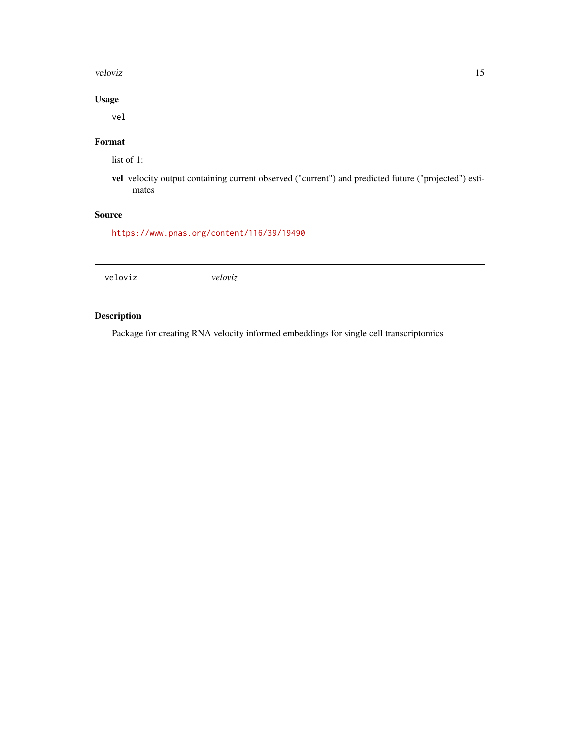## Usage

```
vel
```

## Format

list of 1:

**vel** velocity output containing current observed ("current") and predicted future ("projected") estimates

## Source

https://www.pnas.org/content/116/39/19490

---

`veloviz` *veloviz*

---

## Description

Package for creating RNA velocity informed embeddings for single cell transcriptomics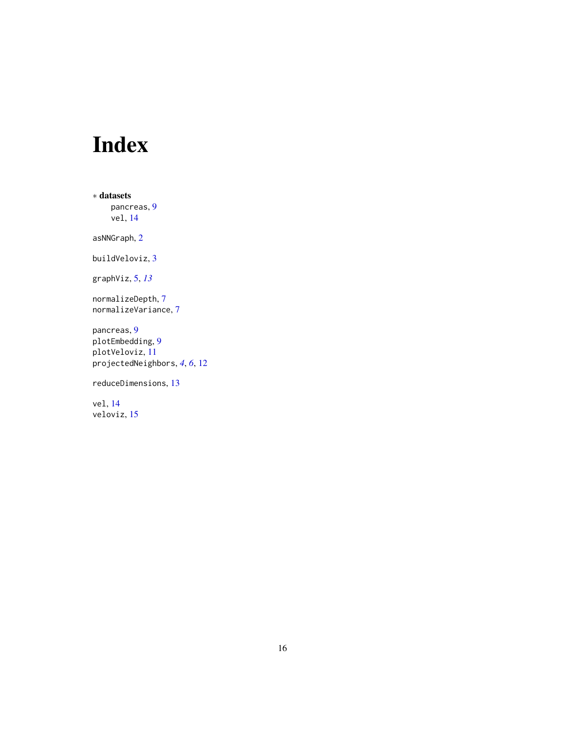# Index

∗ **datasets**
    pancreas, 9
    vel, 14

asNNGraph, 2

buildVeloviz, 3

graphViz, 5, *13*

normalizeDepth, 7
normalizeVariance, 7

pancreas, 9
plotEmbedding, 9
plotVeloviz, 11
projectedNeighbors, *4*, *6*, 12

reduceDimensions, 13

vel, 14
veloviz, 15